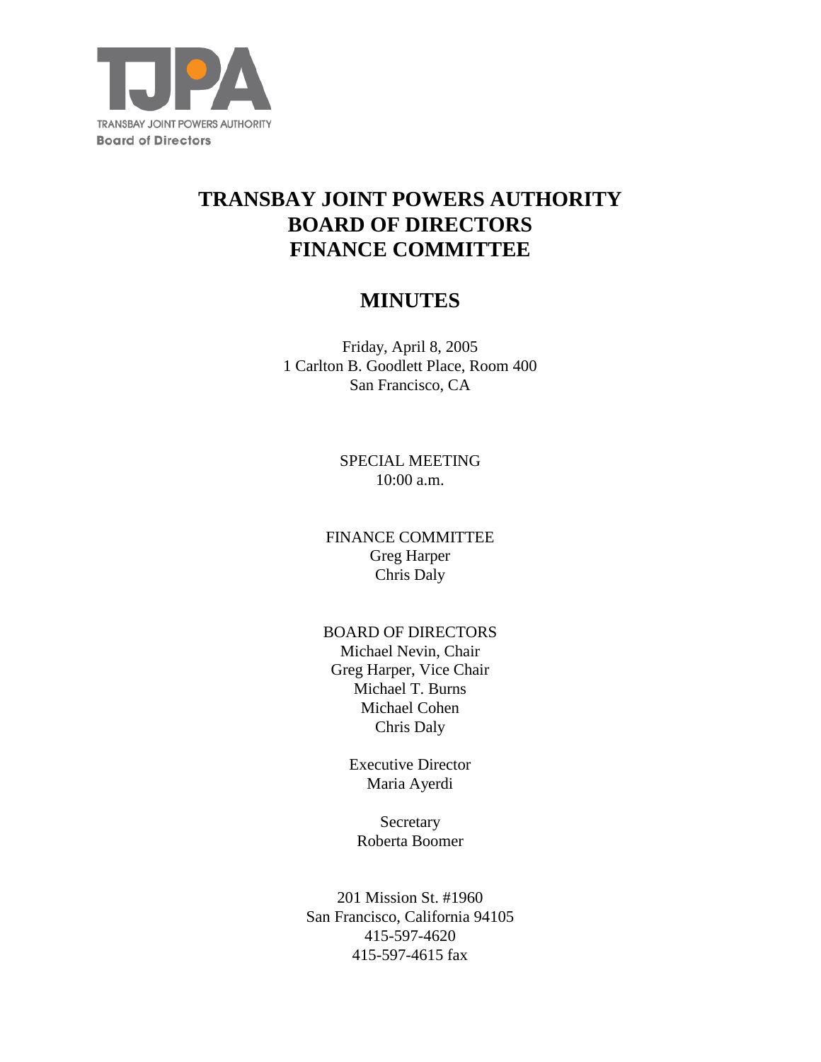TJPA

TRANSBAY JOINT POWERS AUTHORITY
Board of Directors

# TRANSBAY JOINT POWERS AUTHORITY
# BOARD OF DIRECTORS
# FINANCE COMMITTEE

## MINUTES

Friday, April 8, 2005
1 Carlton B. Goodlett Place, Room 400
San Francisco, CA

SPECIAL MEETING
10:00 a.m.

FINANCE COMMITTEE
Greg Harper
Chris Daly

BOARD OF DIRECTORS
Michael Nevin, Chair
Greg Harper, Vice Chair
Michael T. Burns
Michael Cohen
Chris Daly

Executive Director
Maria Ayerdi

Secretary
Roberta Boomer

201 Mission St. #1960
San Francisco, California 94105
415-597-4620
415-597-4615 fax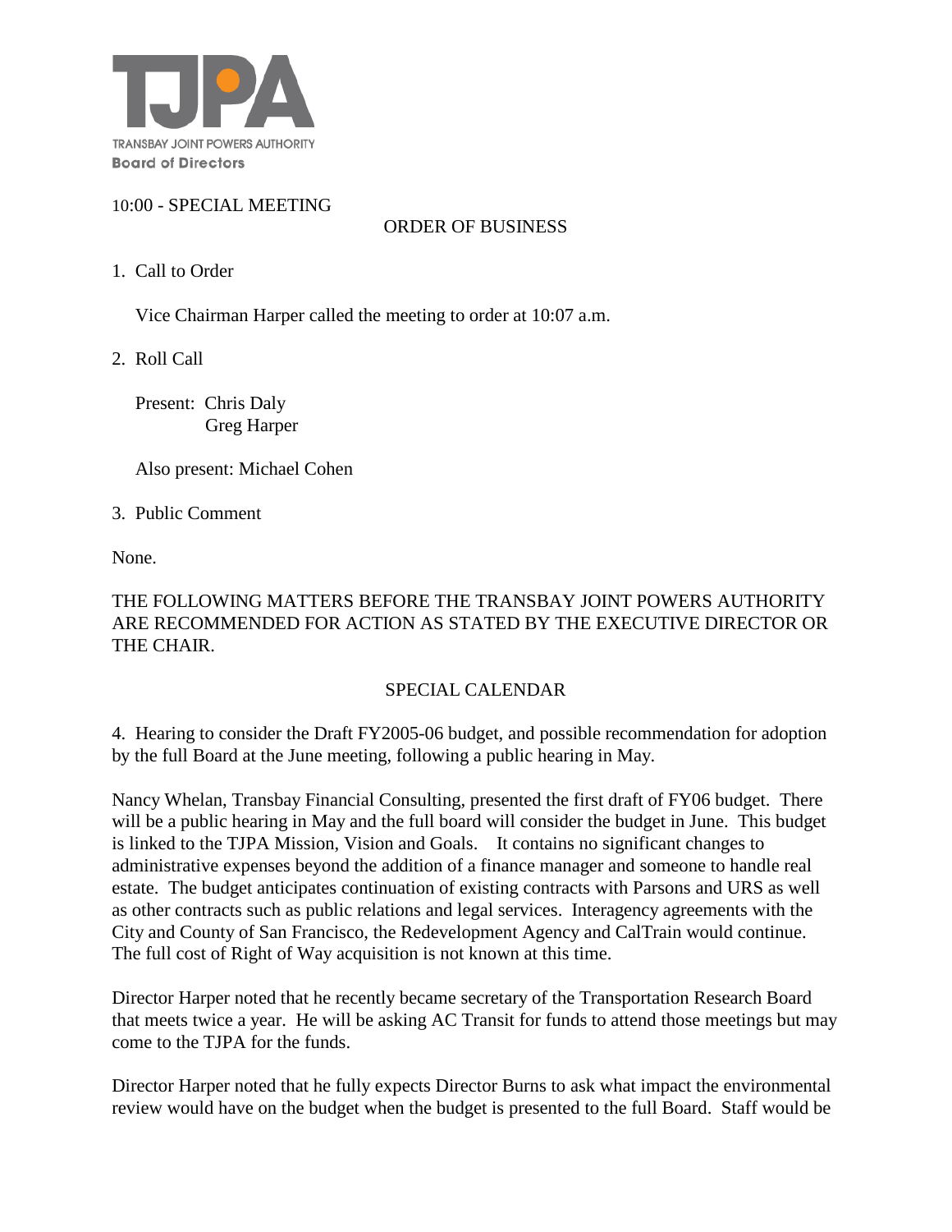TRANSBAY JOINT POWERS AUTHORITY
**Board of Directors**

10:00 - SPECIAL MEETING

ORDER OF BUSINESS

1. Call to Order

   Vice Chairman Harper called the meeting to order at 10:07 a.m.

2. Roll Call

   Present: Chris Daly
   Greg Harper

   Also present: Michael Cohen

3. Public Comment

None.

THE FOLLOWING MATTERS BEFORE THE TRANSBAY JOINT POWERS AUTHORITY ARE RECOMMENDED FOR ACTION AS STATED BY THE EXECUTIVE DIRECTOR OR THE CHAIR.

SPECIAL CALENDAR

4. Hearing to consider the Draft FY2005-06 budget, and possible recommendation for adoption by the full Board at the June meeting, following a public hearing in May.

Nancy Whelan, Transbay Financial Consulting, presented the first draft of FY06 budget. There will be a public hearing in May and the full board will consider the budget in June. This budget is linked to the TJPA Mission, Vision and Goals. It contains no significant changes to administrative expenses beyond the addition of a finance manager and someone to handle real estate. The budget anticipates continuation of existing contracts with Parsons and URS as well as other contracts such as public relations and legal services. Interagency agreements with the City and County of San Francisco, the Redevelopment Agency and CalTrain would continue. The full cost of Right of Way acquisition is not known at this time.

Director Harper noted that he recently became secretary of the Transportation Research Board that meets twice a year. He will be asking AC Transit for funds to attend those meetings but may come to the TJPA for the funds.

Director Harper noted that he fully expects Director Burns to ask what impact the environmental review would have on the budget when the budget is presented to the full Board. Staff would be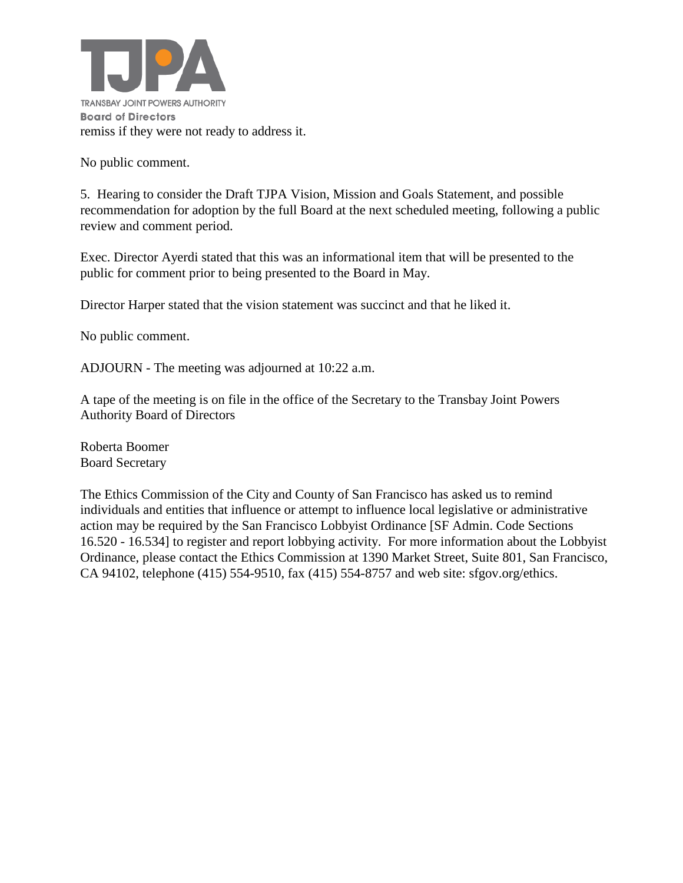remiss if they were not ready to address it.

No public comment.

5. Hearing to consider the Draft TJPA Vision, Mission and Goals Statement, and possible recommendation for adoption by the full Board at the next scheduled meeting, following a public review and comment period.

Exec. Director Ayerdi stated that this was an informational item that will be presented to the public for comment prior to being presented to the Board in May.

Director Harper stated that the vision statement was succinct and that he liked it.

No public comment.

ADJOURN - The meeting was adjourned at 10:22 a.m.

A tape of the meeting is on file in the office of the Secretary to the Transbay Joint Powers Authority Board of Directors

Roberta Boomer
Board Secretary

The Ethics Commission of the City and County of San Francisco has asked us to remind individuals and entities that influence or attempt to influence local legislative or administrative action may be required by the San Francisco Lobbyist Ordinance [SF Admin. Code Sections 16.520 - 16.534] to register and report lobbying activity. For more information about the Lobbyist Ordinance, please contact the Ethics Commission at 1390 Market Street, Suite 801, San Francisco, CA 94102, telephone (415) 554-9510, fax (415) 554-8757 and web site: sfgov.org/ethics.